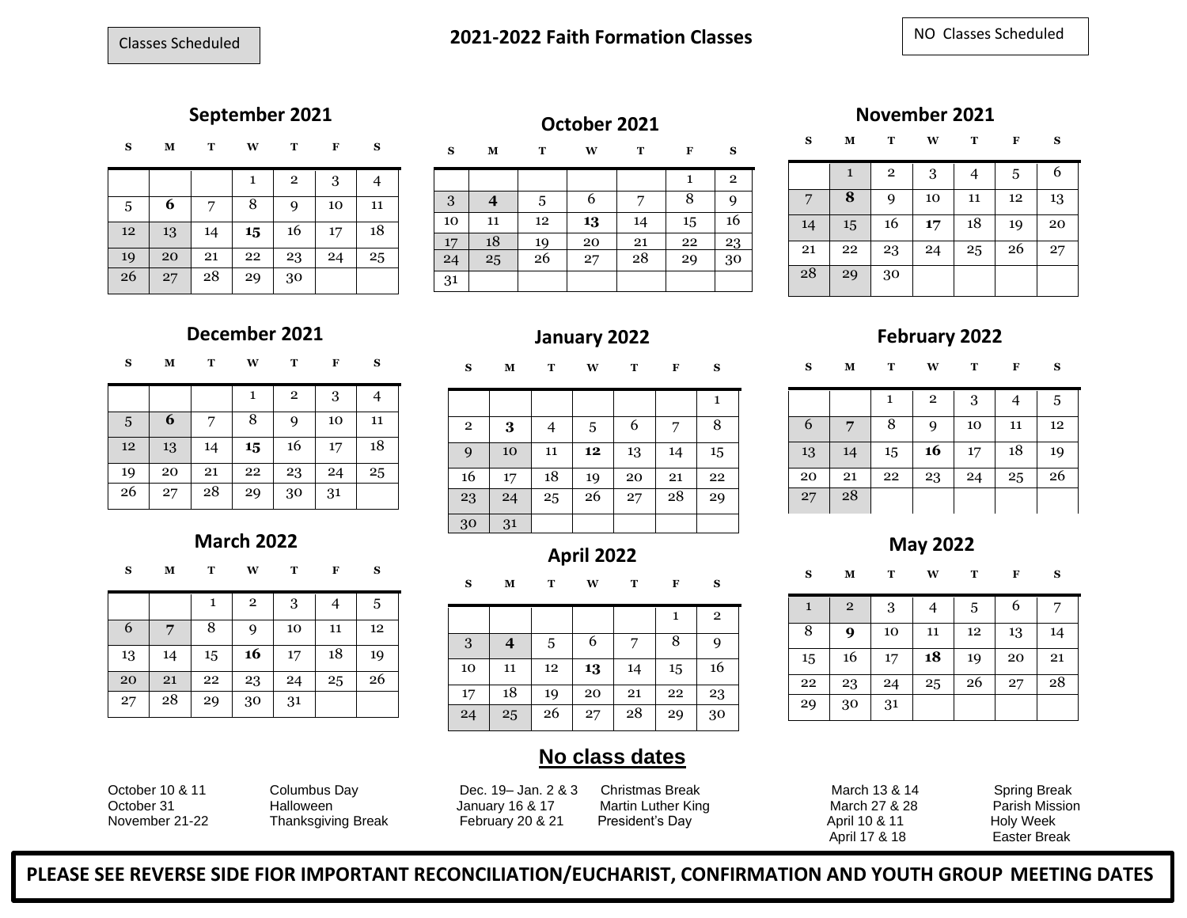Classes Scheduled

# 2021-2022 Faith Formation Classes

NO Classes Scheduled

## September 2021

| S | M | T | W | T | F | S |
|---|---|---|---|---|---|---|
| | | | 1 | 2 | 3 | 4 |
| 5 | **6** | 7 | 8 | 9 | 10 | 11 |
| 12 | 13 | 14 | **15** | 16 | 17 | 18 |
| 19 | 20 | 21 | 22 | 23 | 24 | 25 |
| 26 | 27 | 28 | 29 | 30 | | |

## October 2021

| S | M | T | W | T | F | S |
|---|---|---|---|---|---|---|
| | | | | | 1 | 2 |
| 3 | **4** | 5 | 6 | 7 | 8 | 9 |
| 10 | 11 | 12 | **13** | 14 | 15 | 16 |
| 17 | 18 | 19 | 20 | 21 | 22 | 23 |
| 24 | 25 | 26 | 27 | 28 | 29 | 30 |
| 31 | | | | | | |

## November 2021

| S | M | T | W | T | F | S |
|---|---|---|---|---|---|---|
| | 1 | 2 | 3 | 4 | 5 | 6 |
| 7 | **8** | 9 | 10 | 11 | 12 | 13 |
| 14 | 15 | 16 | **17** | 18 | 19 | 20 |
| 21 | 22 | 23 | 24 | 25 | 26 | 27 |
| 28 | 29 | 30 | | | | |

## December 2021

| S | M | T | W | T | F | S |
|---|---|---|---|---|---|---|
| | | | 1 | 2 | 3 | 4 |
| 5 | **6** | 7 | 8 | 9 | 10 | 11 |
| 12 | 13 | 14 | **15** | 16 | 17 | 18 |
| 19 | 20 | 21 | 22 | 23 | 24 | 25 |
| 26 | 27 | 28 | 29 | 30 | 31 | |

## January 2022

| S | M | T | W | T | F | S |
|---|---|---|---|---|---|---|
| | | | | | | 1 |
| 2 | **3** | 4 | 5 | 6 | 7 | 8 |
| 9 | 10 | 11 | **12** | 13 | 14 | 15 |
| 16 | 17 | 18 | 19 | 20 | 21 | 22 |
| 23 | 24 | 25 | 26 | 27 | 28 | 29 |
| 30 | 31 | | | | | |

## February 2022

| S | M | T | W | T | F | S |
|---|---|---|---|---|---|---|
| | | 1 | 2 | 3 | 4 | 5 |
| 6 | **7** | 8 | 9 | 10 | 11 | 12 |
| 13 | 14 | 15 | **16** | 17 | 18 | 19 |
| 20 | 21 | 22 | 23 | 24 | 25 | 26 |
| 27 | 28 | | | | | |

## March 2022

| S | M | T | W | T | F | S |
|---|---|---|---|---|---|---|
| | | 1 | 2 | 3 | 4 | 5 |
| 6 | **7** | 8 | 9 | 10 | 11 | 12 |
| 13 | 14 | 15 | **16** | 17 | 18 | 19 |
| 20 | 21 | 22 | 23 | 24 | 25 | 26 |
| 27 | 28 | 29 | 30 | 31 | | |

## April 2022

| S | M | T | W | T | F | S |
|---|---|---|---|---|---|---|
| | | | | | 1 | 2 |
| 3 | **4** | 5 | 6 | 7 | 8 | 9 |
| 10 | 11 | 12 | **13** | 14 | 15 | 16 |
| 17 | 18 | 19 | 20 | 21 | 22 | 23 |
| 24 | 25 | 26 | 27 | 28 | 29 | 30 |

## May 2022

| S | M | T | W | T | F | S |
|---|---|---|---|---|---|---|
| 1 | 2 | 3 | 4 | 5 | 6 | 7 |
| 8 | **9** | 10 | 11 | 12 | 13 | 14 |
| 15 | 16 | 17 | **18** | 19 | 20 | 21 |
| 22 | 23 | 24 | 25 | 26 | 27 | 28 |
| 29 | 30 | 31 | | | | |

## No class dates

| Date | Reason |
|---|---|
| October 10 & 11 | Columbus Day |
| October 31 | Halloween |
| November 21-22 | Thanksgiving Break |
| Dec. 19– Jan. 2 & 3 | Christmas Break |
| January 16 & 17 | Martin Luther King |
| February 20 & 21 | President's Day |
| March 13 & 14 | Spring Break |
| March 27 & 28 | Parish Mission |
| April 10 & 11 | Holy Week |
| April 17 & 18 | Easter Break |

**PLEASE SEE REVERSE SIDE FIOR IMPORTANT RECONCILIATION/EUCHARIST, CONFIRMATION AND YOUTH GROUP MEETING DATES**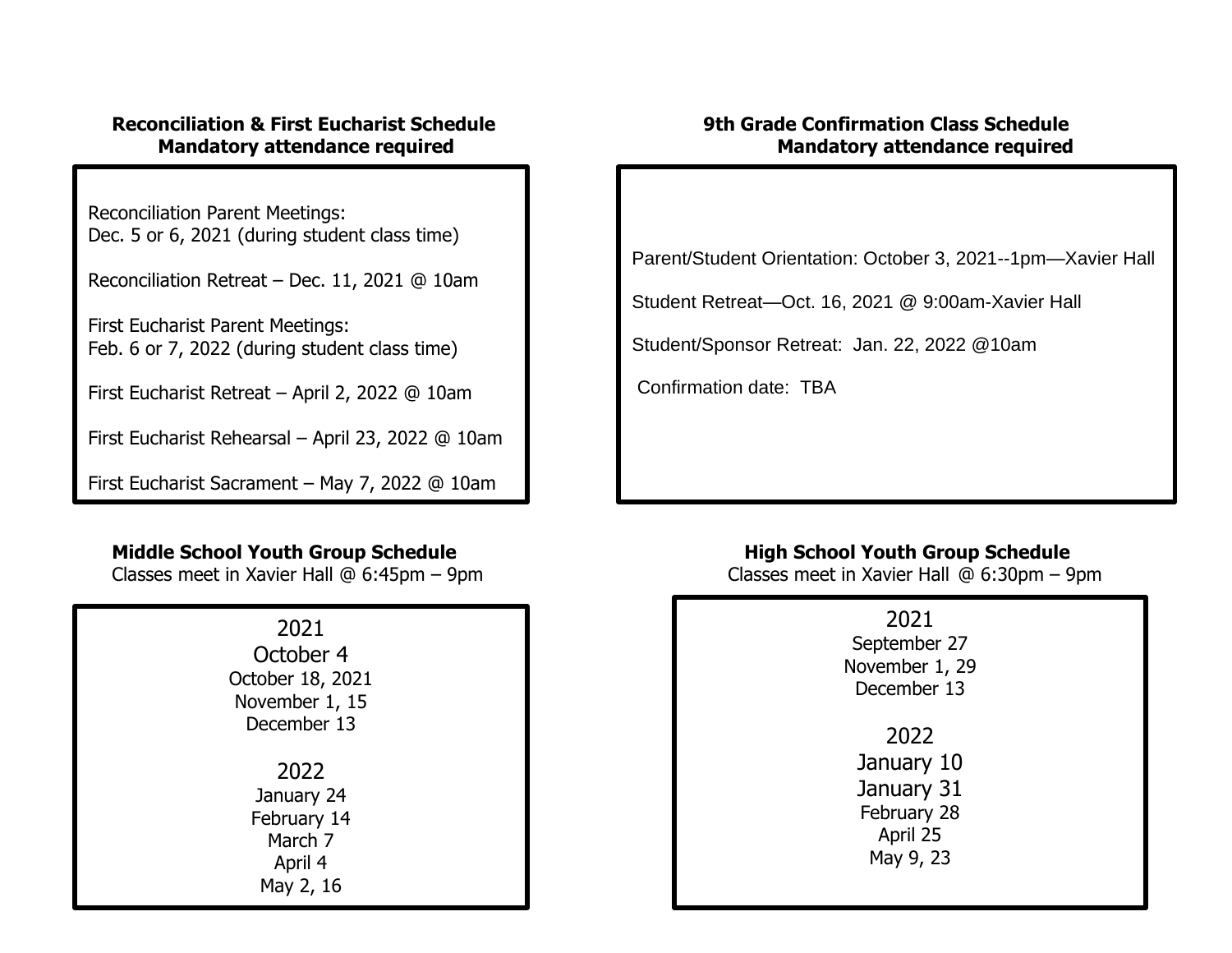**Reconciliation & First Eucharist Schedule**
**Mandatory attendance required**

Reconciliation Parent Meetings:
Dec. 5 or 6, 2021 (during student class time)

Reconciliation Retreat – Dec. 11, 2021 @ 10am

First Eucharist Parent Meetings:
Feb. 6 or 7, 2022 (during student class time)

First Eucharist Retreat – April 2, 2022 @ 10am

First Eucharist Rehearsal – April 23, 2022 @ 10am

First Eucharist Sacrament – May 7, 2022 @ 10am

**9th Grade Confirmation Class Schedule**
**Mandatory attendance required**

Parent/Student Orientation: October 3, 2021--1pm—Xavier Hall

Student Retreat—Oct. 16, 2021 @ 9:00am-Xavier Hall

Student/Sponsor Retreat: Jan. 22, 2022 @10am

Confirmation date: TBA

**Middle School Youth Group Schedule**
Classes meet in Xavier Hall @ 6:45pm – 9pm

2021
October 4
October 18, 2021
November 1, 15
December 13

2022
January 24
February 14
March 7
April 4
May 2, 16

**High School Youth Group Schedule**
Classes meet in Xavier Hall @ 6:30pm – 9pm

2021
September 27
November 1, 29
December 13

2022
January 10
January 31
February 28
April 25
May 9, 23